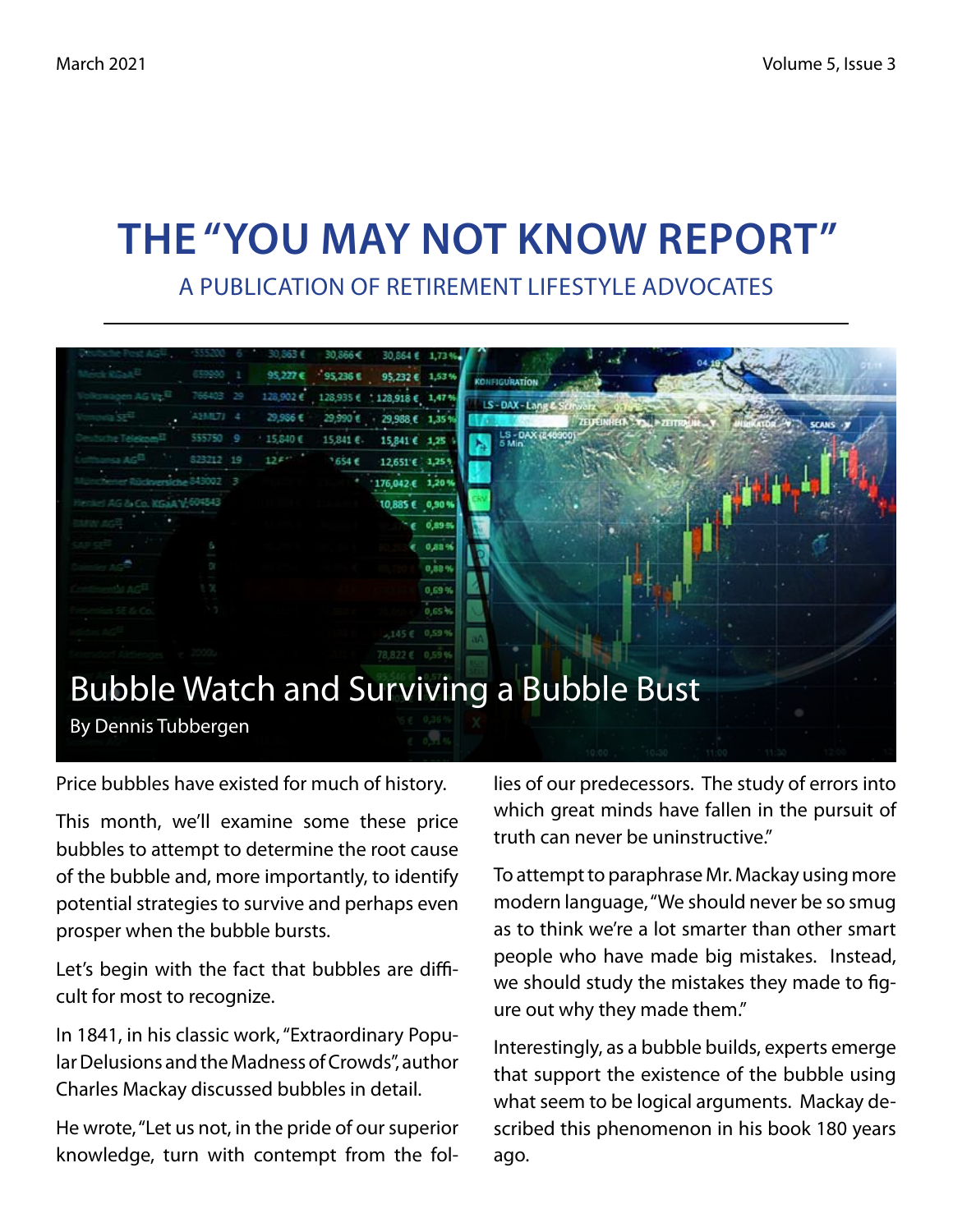# THE "YOU MAY NOT KNOW REPORT"

A PUBLICATION OF RETIREMENT LIFESTYLE ADVOCATES

## Bubble Watch and Surviving a Bubble Bust

By Dennis Tubbergen

Price bubbles have existed for much of history.

This month, we'll examine some these price bubbles to attempt to determine the root cause of the bubble and, more importantly, to identify potential strategies to survive and perhaps even prosper when the bubble bursts.

Let's begin with the fact that bubbles are difficult for most to recognize.

In 1841, in his classic work, "Extraordinary Popular Delusions and the Madness of Crowds", author Charles Mackay discussed bubbles in detail.

He wrote, "Let us not, in the pride of our superior knowledge, turn with contempt from the follies of our predecessors. The study of errors into which great minds have fallen in the pursuit of truth can never be uninstructive."

To attempt to paraphrase Mr. Mackay using more modern language, "We should never be so smug as to think we're a lot smarter than other smart people who have made big mistakes. Instead, we should study the mistakes they made to figure out why they made them."

Interestingly, as a bubble builds, experts emerge that support the existence of the bubble using what seem to be logical arguments. Mackay described this phenomenon in his book 180 years ago.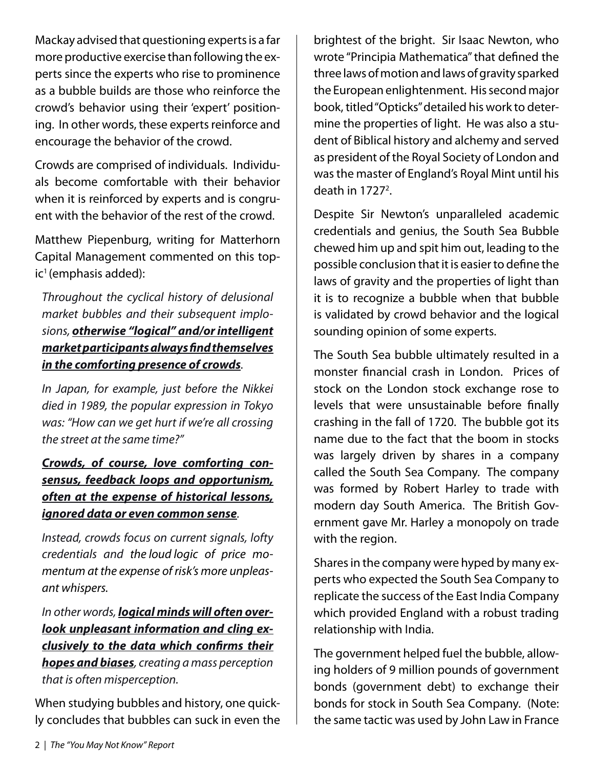Mackay advised that questioning experts is a far more productive exercise than following the experts since the experts who rise to prominence as a bubble builds are those who reinforce the crowd's behavior using their 'expert' positioning. In other words, these experts reinforce and encourage the behavior of the crowd.

Crowds are comprised of individuals. Individuals become comfortable with their behavior when it is reinforced by experts and is congruent with the behavior of the rest of the crowd.

Matthew Piepenburg, writing for Matterhorn Capital Management commented on this topic[1] (emphasis added):

> *Throughout the cyclical history of delusional market bubbles and their subsequent implosions,* ***otherwise "logical" and/or intelligent market participants always find themselves in the comforting presence of crowds****.*
>
> *In Japan, for example, just before the Nikkei died in 1989, the popular expression in Tokyo was: "How can we get hurt if we're all crossing the street at the same time?"*
>
> ***Crowds, of course, love comforting consensus, feedback loops and opportunism, often at the expense of historical lessons, ignored data or even common sense****.*
>
> *Instead, crowds focus on current signals, lofty credentials and the loud logic of price momentum at the expense of risk's more unpleasant whispers.*
>
> *In other words,* ***logical minds will often overlook unpleasant information and cling exclusively to the data which confirms their hopes and biases****, creating a mass perception that is often misperception.*

When studying bubbles and history, one quickly concludes that bubbles can suck in even the brightest of the bright. Sir Isaac Newton, who wrote "Principia Mathematica" that defined the three laws of motion and laws of gravity sparked the European enlightenment. His second major book, titled "Opticks" detailed his work to determine the properties of light. He was also a student of Biblical history and alchemy and served as president of the Royal Society of London and was the master of England's Royal Mint until his death in 1727[2].

Despite Sir Newton's unparalleled academic credentials and genius, the South Sea Bubble chewed him up and spit him out, leading to the possible conclusion that it is easier to define the laws of gravity and the properties of light than it is to recognize a bubble when that bubble is validated by crowd behavior and the logical sounding opinion of some experts.

The South Sea bubble ultimately resulted in a monster financial crash in London. Prices of stock on the London stock exchange rose to levels that were unsustainable before finally crashing in the fall of 1720. The bubble got its name due to the fact that the boom in stocks was largely driven by shares in a company called the South Sea Company. The company was formed by Robert Harley to trade with modern day South America. The British Government gave Mr. Harley a monopoly on trade with the region.

Shares in the company were hyped by many experts who expected the South Sea Company to replicate the success of the East India Company which provided England with a robust trading relationship with India.

The government helped fuel the bubble, allowing holders of 9 million pounds of government bonds (government debt) to exchange their bonds for stock in South Sea Company. (Note: the same tactic was used by John Law in France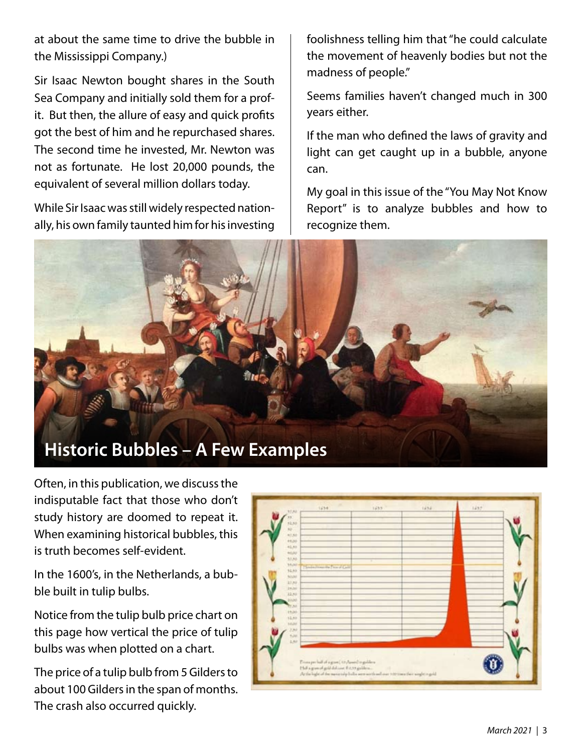at about the same time to drive the bubble in the Mississippi Company.)

Sir Isaac Newton bought shares in the South Sea Company and initially sold them for a profit. But then, the allure of easy and quick profits got the best of him and he repurchased shares. The second time he invested, Mr. Newton was not as fortunate. He lost 20,000 pounds, the equivalent of several million dollars today.

While Sir Isaac was still widely respected nationally, his own family taunted him for his investing foolishness telling him that "he could calculate the movement of heavenly bodies but not the madness of people."

Seems families haven't changed much in 300 years either.

If the man who defined the laws of gravity and light can get caught up in a bubble, anyone can.

My goal in this issue of the "You May Not Know Report" is to analyze bubbles and how to recognize them.

## Historic Bubbles – A Few Examples

Often, in this publication, we discuss the indisputable fact that those who don't study history are doomed to repeat it. When examining historical bubbles, this is truth becomes self-evident.

In the 1600's, in the Netherlands, a bubble built in tulip bulbs.

Notice from the tulip bulb price chart on this page how vertical the price of tulip bulbs was when plotted on a chart.

The price of a tulip bulb from 5 Gilders to about 100 Gilders in the span of months. The crash also occurred quickly.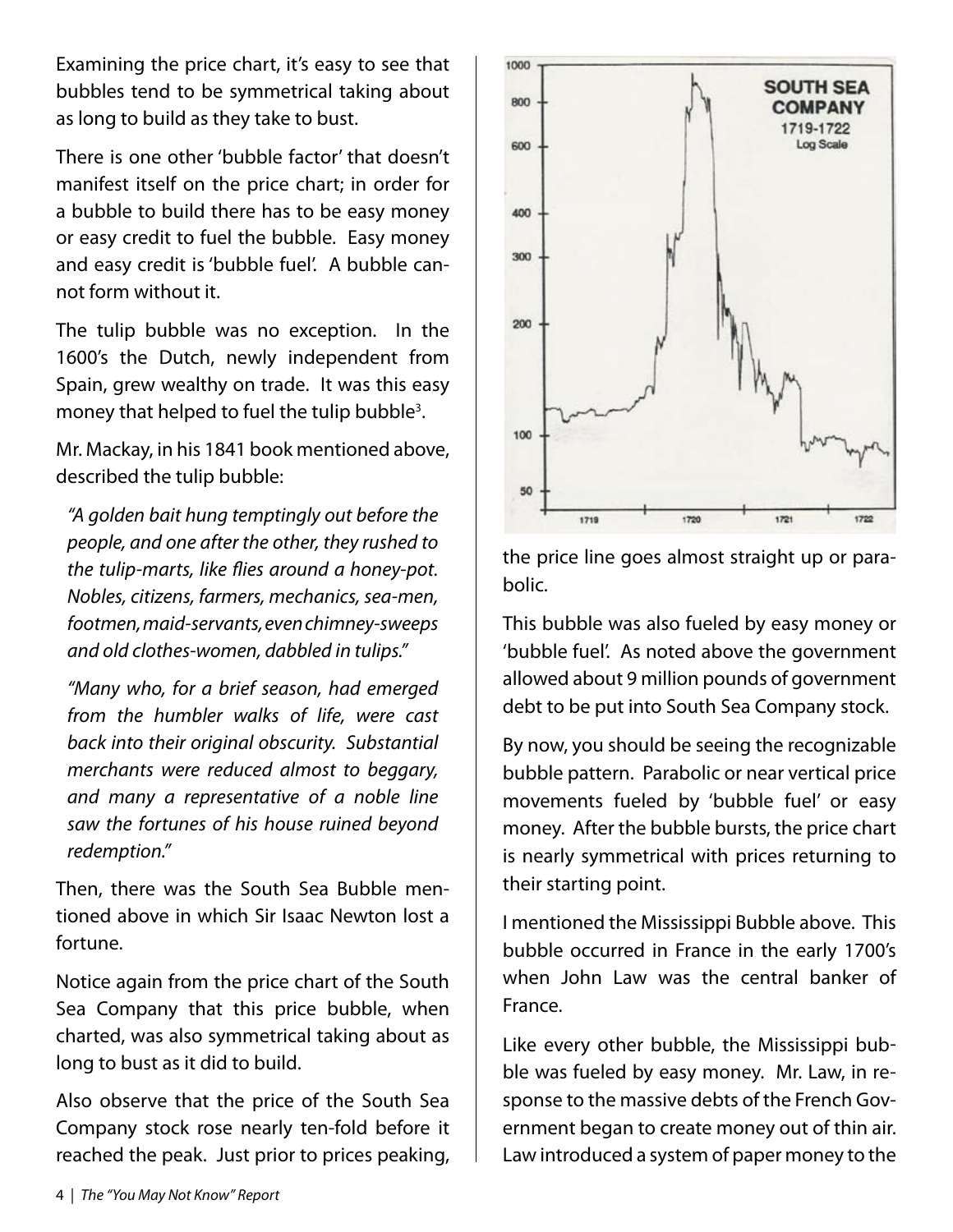Examining the price chart, it's easy to see that bubbles tend to be symmetrical taking about as long to build as they take to bust.

There is one other 'bubble factor' that doesn't manifest itself on the price chart; in order for a bubble to build there has to be easy money or easy credit to fuel the bubble. Easy money and easy credit is 'bubble fuel'. A bubble cannot form without it.

The tulip bubble was no exception. In the 1600's the Dutch, newly independent from Spain, grew wealthy on trade. It was this easy money that helped to fuel the tulip bubble[3].

Mr. Mackay, in his 1841 book mentioned above, described the tulip bubble:

> *"A golden bait hung temptingly out before the people, and one after the other, they rushed to the tulip-marts, like flies around a honey-pot. Nobles, citizens, farmers, mechanics, sea-men, footmen, maid-servants, even chimney-sweeps and old clothes-women, dabbled in tulips."*

> *"Many who, for a brief season, had emerged from the humbler walks of life, were cast back into their original obscurity. Substantial merchants were reduced almost to beggary, and many a representative of a noble line saw the fortunes of his house ruined beyond redemption."*

Then, there was the South Sea Bubble mentioned above in which Sir Isaac Newton lost a fortune.

Notice again from the price chart of the South Sea Company that this price bubble, when charted, was also symmetrical taking about as long to bust as it did to build.

Also observe that the price of the South Sea Company stock rose nearly ten-fold before it reached the peak. Just prior to prices peaking, the price line goes almost straight up or parabolic.

SOUTH SEA COMPANY
1719-1722
Log Scale

1000
800
600
400
300
200
100
50

1719
1720
1721
1722

This bubble was also fueled by easy money or 'bubble fuel'. As noted above the government allowed about 9 million pounds of government debt to be put into South Sea Company stock.

By now, you should be seeing the recognizable bubble pattern. Parabolic or near vertical price movements fueled by 'bubble fuel' or easy money. After the bubble bursts, the price chart is nearly symmetrical with prices returning to their starting point.

I mentioned the Mississippi Bubble above. This bubble occurred in France in the early 1700's when John Law was the central banker of France.

Like every other bubble, the Mississippi bubble was fueled by easy money. Mr. Law, in response to the massive debts of the French Government began to create money out of thin air. Law introduced a system of paper money to the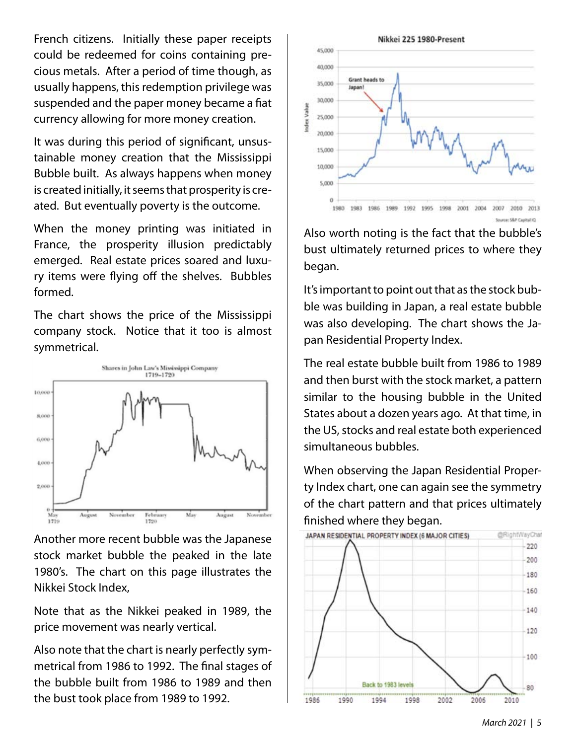French citizens. Initially these paper receipts could be redeemed for coins containing precious metals. After a period of time though, as usually happens, this redemption privilege was suspended and the paper money became a fiat currency allowing for more money creation.

It was during this period of significant, unsustainable money creation that the Mississippi Bubble built. As always happens when money is created initially, it seems that prosperity is created. But eventually poverty is the outcome.

When the money printing was initiated in France, the prosperity illusion predictably emerged. Real estate prices soared and luxury items were flying off the shelves. Bubbles formed.

The chart shows the price of the Mississippi company stock. Notice that it too is almost symmetrical.

Shares in John Law's Mississippi Company 1719–1720

10,000
8,000
6,000
4,000
2,000
0

May 1719
August
November
February 1720
May
August
November

Another more recent bubble was the Japanese stock market bubble the peaked in the late 1980's. The chart on this page illustrates the Nikkei Stock Index,

Note that as the Nikkei peaked in 1989, the price movement was nearly vertical.

Also note that the chart is nearly perfectly symmetrical from 1986 to 1992. The final stages of the bubble built from 1986 to 1989 and then the bust took place from 1989 to 1992.

Nikkei 225 1980-Present

Index Value

45,000
40,000
35,000
30,000
25,000
20,000
15,000
10,000
5,000
0

Grant heads to Japan!

1980 1983 1986 1989 1992 1995 1998 2001 2004 2007 2010 2013

Source: S&P Capital IQ

Also worth noting is the fact that the bubble's bust ultimately returned prices to where they began.

It's important to point out that as the stock bubble was building in Japan, a real estate bubble was also developing. The chart shows the Japan Residential Property Index.

The real estate bubble built from 1986 to 1989 and then burst with the stock market, a pattern similar to the housing bubble in the United States about a dozen years ago. At that time, in the US, stocks and real estate both experienced simultaneous bubbles.

When observing the Japan Residential Property Index chart, one can again see the symmetry of the chart pattern and that prices ultimately finished where they began.

JAPAN RESIDENTIAL PROPERTY INDEX (6 MAJOR CITIES)

@RightWayChart

220
200
180
160
140
120
100
80

Back to 1983 levels

1986 1990 1994 1998 2002 2006 2010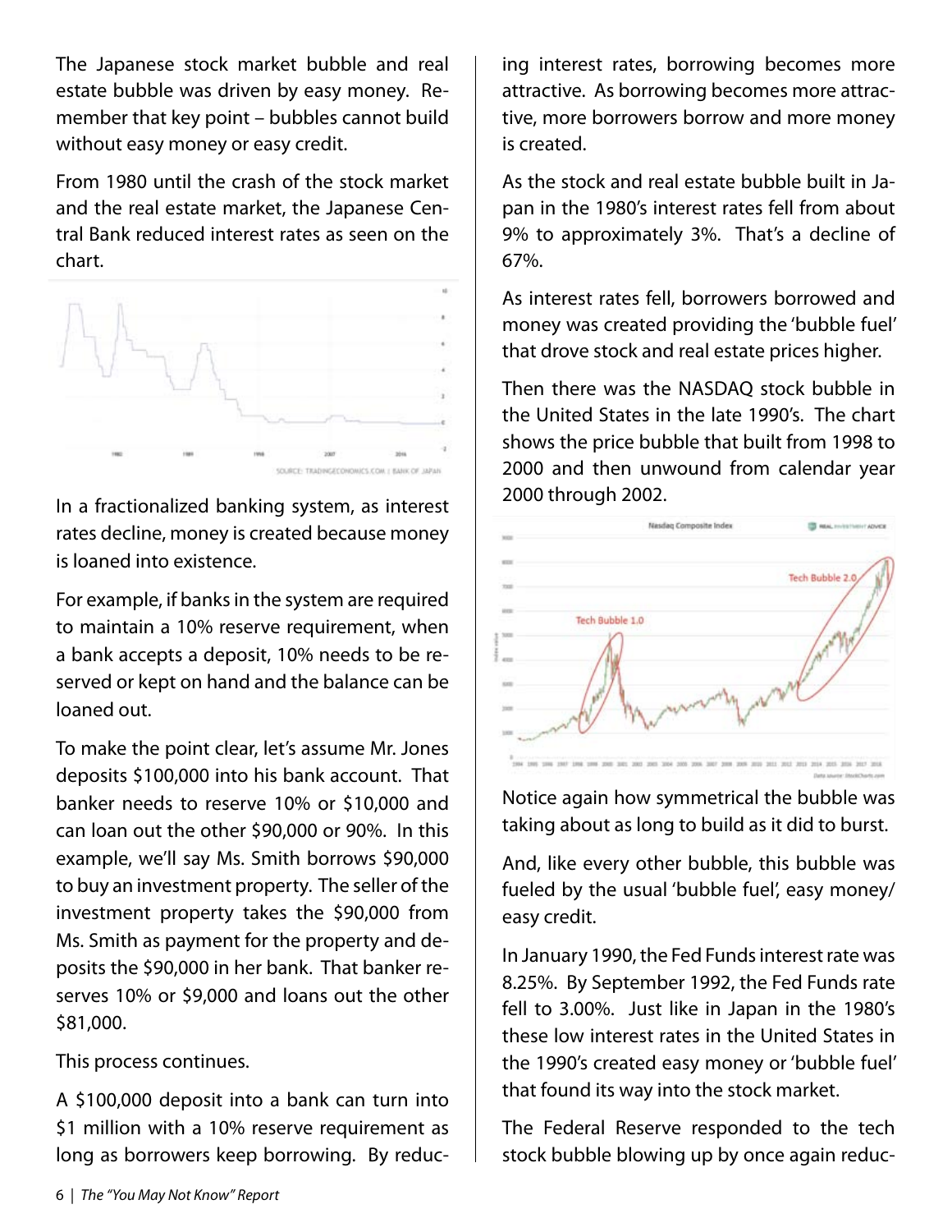The Japanese stock market bubble and real estate bubble was driven by easy money. Remember that key point – bubbles cannot build without easy money or easy credit.

From 1980 until the crash of the stock market and the real estate market, the Japanese Central Bank reduced interest rates as seen on the chart.

1980
1989
1998
2007
2016
SOURCE: TRADINGECONOMICS.COM | BANK OF JAPAN

In a fractionalized banking system, as interest rates decline, money is created because money is loaned into existence.

For example, if banks in the system are required to maintain a 10% reserve requirement, when a bank accepts a deposit, 10% needs to be reserved or kept on hand and the balance can be loaned out.

To make the point clear, let's assume Mr. Jones deposits $100,000 into his bank account. That banker needs to reserve 10% or $10,000 and can loan out the other $90,000 or 90%. In this example, we'll say Ms. Smith borrows $90,000 to buy an investment property. The seller of the investment property takes the $90,000 from Ms. Smith as payment for the property and deposits the $90,000 in her bank. That banker reserves 10% or $9,000 and loans out the other $81,000.

This process continues.

A $100,000 deposit into a bank can turn into $1 million with a 10% reserve requirement as long as borrowers keep borrowing. By reducing interest rates, borrowing becomes more attractive. As borrowing becomes more attractive, more borrowers borrow and more money is created.

As the stock and real estate bubble built in Japan in the 1980's interest rates fell from about 9% to approximately 3%. That's a decline of 67%.

As interest rates fell, borrowers borrowed and money was created providing the 'bubble fuel' that drove stock and real estate prices higher.

Then there was the NASDAQ stock bubble in the United States in the late 1990's. The chart shows the price bubble that built from 1998 to 2000 and then unwound from calendar year 2000 through 2002.

Nasdaq Composite Index
Tech Bubble 1.0
Tech Bubble 2.0
Data source: StockCharts.com

Notice again how symmetrical the bubble was taking about as long to build as it did to burst.

And, like every other bubble, this bubble was fueled by the usual 'bubble fuel', easy money/easy credit.

In January 1990, the Fed Funds interest rate was 8.25%. By September 1992, the Fed Funds rate fell to 3.00%. Just like in Japan in the 1980's these low interest rates in the United States in the 1990's created easy money or 'bubble fuel' that found its way into the stock market.

The Federal Reserve responded to the tech stock bubble blowing up by once again reduc-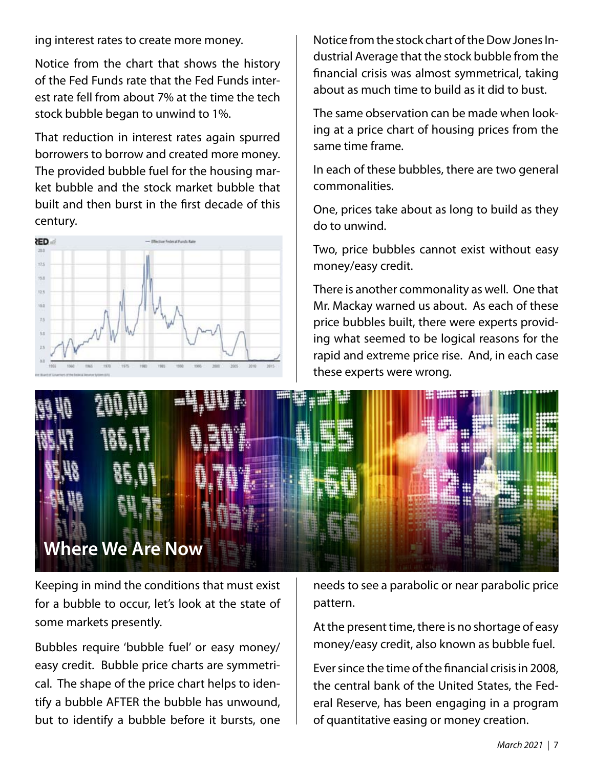ing interest rates to create more money.

Notice from the chart that shows the history of the Fed Funds rate that the Fed Funds interest rate fell from about 7% at the time the tech stock bubble began to unwind to 1%.

That reduction in interest rates again spurred borrowers to borrow and created more money. The provided bubble fuel for the housing market bubble and the stock market bubble that built and then burst in the first decade of this century.

— Effective Federal Funds Rate

20.0
17.5
15.0
12.5
10.0
7.5
5.0
2.5
0.0

1955 1960 1965 1970 1975 1980 1985 1990 1995 2000 2005 2010 2015

Source: Board of Governors of the Federal Reserve System (US)

Notice from the stock chart of the Dow Jones Industrial Average that the stock bubble from the financial crisis was almost symmetrical, taking about as much time to build as it did to bust.

The same observation can be made when looking at a price chart of housing prices from the same time frame.

In each of these bubbles, there are two general commonalities.

One, prices take about as long to build as they do to unwind.

Two, price bubbles cannot exist without easy money/easy credit.

There is another commonality as well. One that Mr. Mackay warned us about. As each of these price bubbles built, there were experts providing what seemed to be logical reasons for the rapid and extreme price rise. And, in each case these experts were wrong.

## Where We Are Now

Keeping in mind the conditions that must exist for a bubble to occur, let's look at the state of some markets presently.

Bubbles require 'bubble fuel' or easy money/easy credit. Bubble price charts are symmetrical. The shape of the price chart helps to identify a bubble AFTER the bubble has unwound, but to identify a bubble before it bursts, one needs to see a parabolic or near parabolic price pattern.

At the present time, there is no shortage of easy money/easy credit, also known as bubble fuel.

Ever since the time of the financial crisis in 2008, the central bank of the United States, the Federal Reserve, has been engaging in a program of quantitative easing or money creation.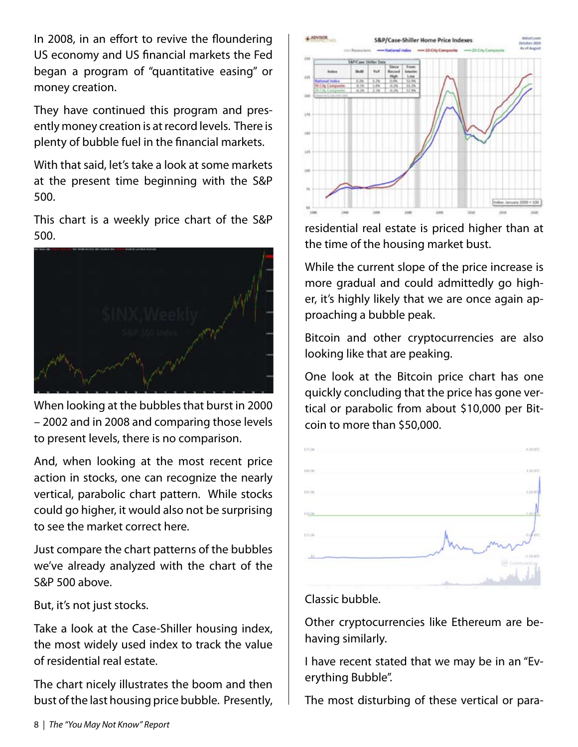In 2008, in an effort to revive the floundering US economy and US financial markets the Fed began a program of "quantitative easing" or money creation.

They have continued this program and presently money creation is at record levels. There is plenty of bubble fuel in the financial markets.

With that said, let's take a look at some markets at the present time beginning with the S&P 500.

This chart is a weekly price chart of the S&P 500.

$INX,Weekly
S&P 500 Index

When looking at the bubbles that burst in 2000 – 2002 and in 2008 and comparing those levels to present levels, there is no comparison.

And, when looking at the most recent price action in stocks, one can recognize the nearly vertical, parabolic chart pattern. While stocks could go higher, it would also not be surprising to see the market correct here.

Just compare the chart patterns of the bubbles we've already analyzed with the chart of the S&P 500 above.

But, it's not just stocks.

Take a look at the Case-Shiller housing index, the most widely used index to track the value of residential real estate.

The chart nicely illustrates the boom and then bust of the last housing price bubble. Presently,

S&P/Case-Shiller Home Price Indexes

residential real estate is priced higher than at the time of the housing market bust.

While the current slope of the price increase is more gradual and could admittedly go higher, it's highly likely that we are once again approaching a bubble peak.

Bitcoin and other cryptocurrencies are also looking like that are peaking.

One look at the Bitcoin price chart has one quickly concluding that the price has gone vertical or parabolic from about $10,000 per Bitcoin to more than $50,000.

Classic bubble.

Other cryptocurrencies like Ethereum are behaving similarly.

I have recent stated that we may be in an "Everything Bubble".

The most disturbing of these vertical or para-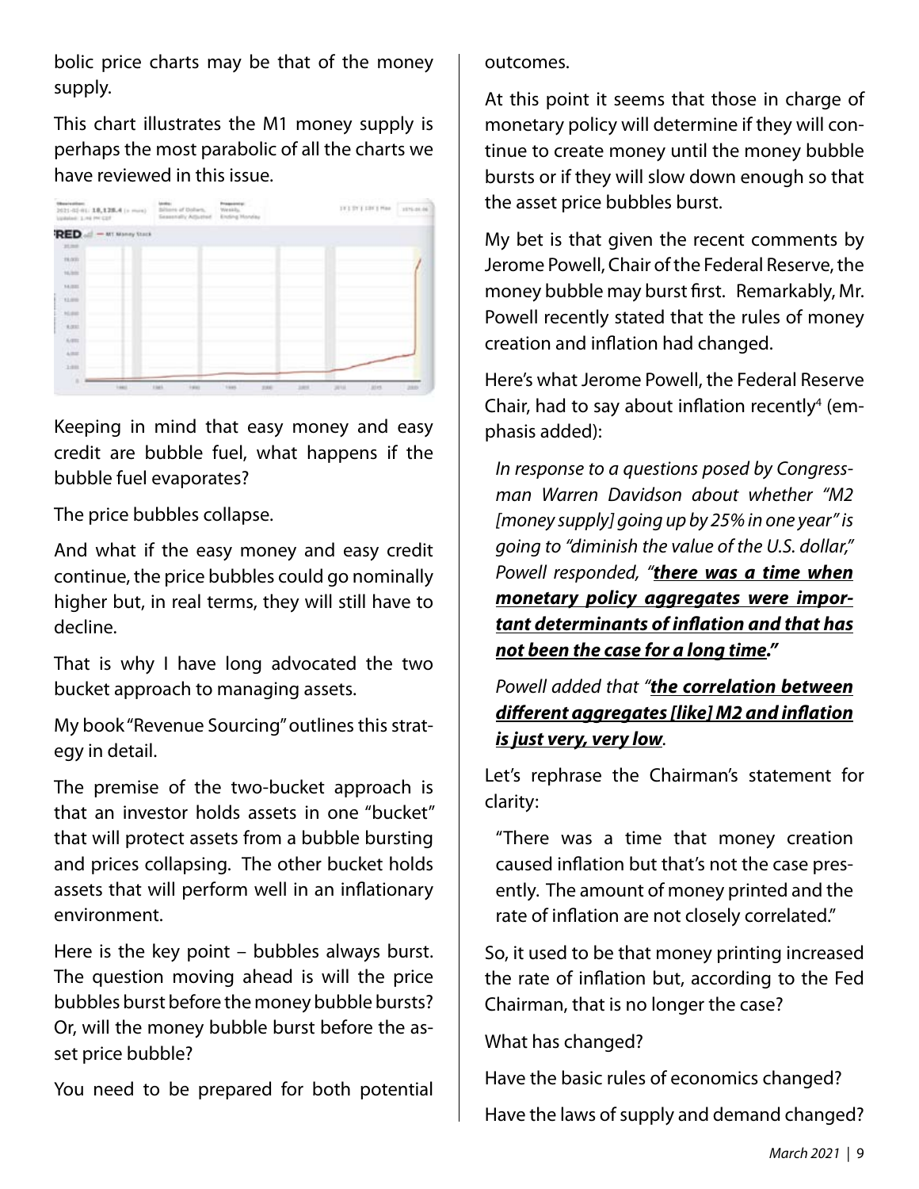bolic price charts may be that of the money supply.

This chart illustrates the M1 money supply is perhaps the most parabolic of all the charts we have reviewed in this issue.

Keeping in mind that easy money and easy credit are bubble fuel, what happens if the bubble fuel evaporates?

The price bubbles collapse.

And what if the easy money and easy credit continue, the price bubbles could go nominally higher but, in real terms, they will still have to decline.

That is why I have long advocated the two bucket approach to managing assets.

My book "Revenue Sourcing" outlines this strategy in detail.

The premise of the two-bucket approach is that an investor holds assets in one "bucket" that will protect assets from a bubble bursting and prices collapsing. The other bucket holds assets that will perform well in an inflationary environment.

Here is the key point – bubbles always burst. The question moving ahead is will the price bubbles burst before the money bubble bursts? Or, will the money bubble burst before the asset price bubble?

You need to be prepared for both potential outcomes.

At this point it seems that those in charge of monetary policy will determine if they will continue to create money until the money bubble bursts or if they will slow down enough so that the asset price bubbles burst.

My bet is that given the recent comments by Jerome Powell, Chair of the Federal Reserve, the money bubble may burst first. Remarkably, Mr. Powell recently stated that the rules of money creation and inflation had changed.

Here's what Jerome Powell, the Federal Reserve Chair, had to say about inflation recently[4] (emphasis added):

> *In response to a questions posed by Congressman Warren Davidson about whether "M2 [money supply] going up by 25% in one year" is going to "diminish the value of the U.S. dollar," Powell responded, "**there was a time when monetary policy aggregates were important determinants of inflation and that has not been the case for a long time**."*
>
> *Powell added that "**the correlation between different aggregates [like] M2 and inflation is just very, very low**.*

Let's rephrase the Chairman's statement for clarity:

> "There was a time that money creation caused inflation but that's not the case presently. The amount of money printed and the rate of inflation are not closely correlated."

So, it used to be that money printing increased the rate of inflation but, according to the Fed Chairman, that is no longer the case?

What has changed?

Have the basic rules of economics changed?

Have the laws of supply and demand changed?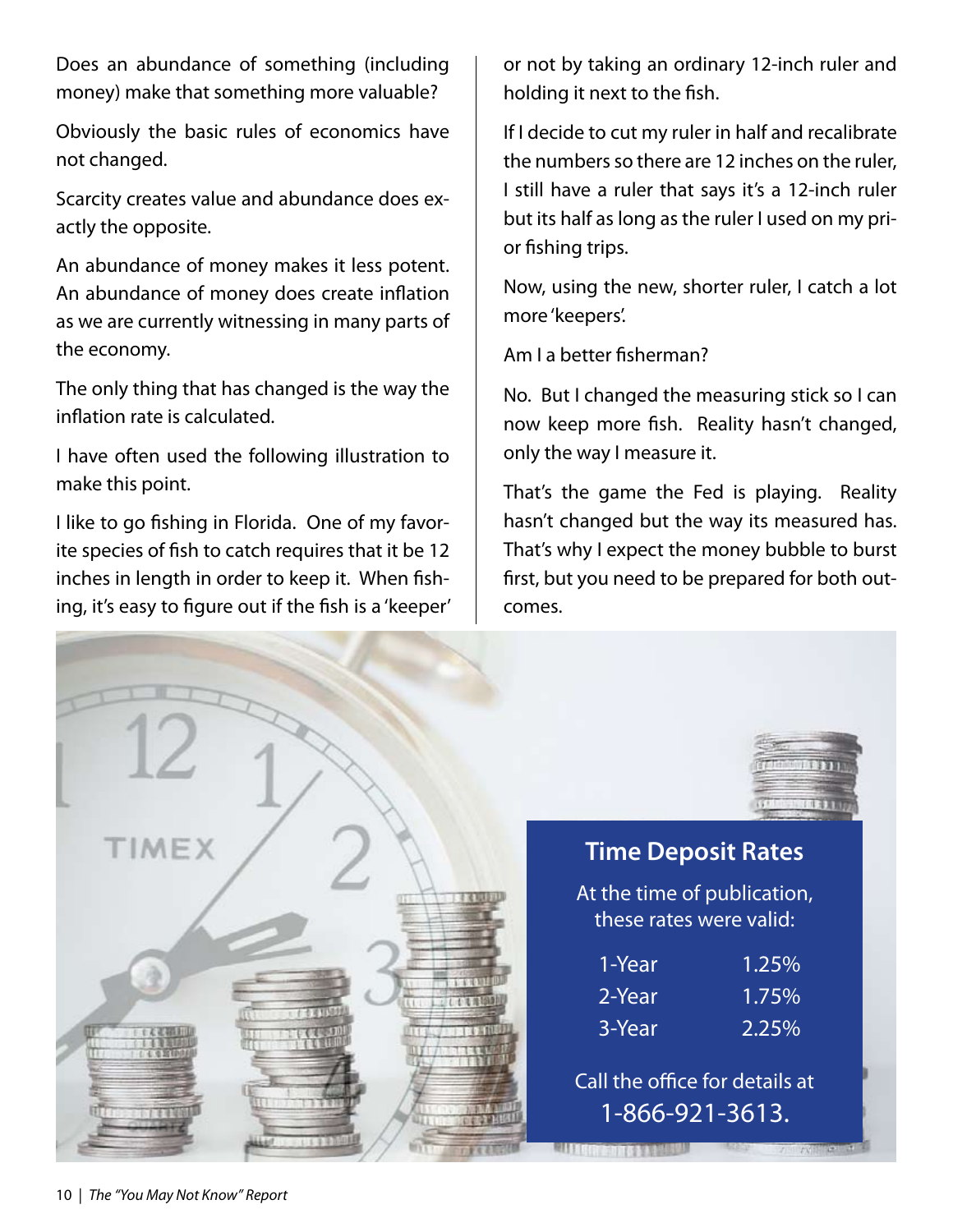Does an abundance of something (including money) make that something more valuable?

Obviously the basic rules of economics have not changed.

Scarcity creates value and abundance does exactly the opposite.

An abundance of money makes it less potent. An abundance of money does create inflation as we are currently witnessing in many parts of the economy.

The only thing that has changed is the way the inflation rate is calculated.

I have often used the following illustration to make this point.

I like to go fishing in Florida. One of my favorite species of fish to catch requires that it be 12 inches in length in order to keep it. When fishing, it's easy to figure out if the fish is a 'keeper' or not by taking an ordinary 12-inch ruler and holding it next to the fish.

If I decide to cut my ruler in half and recalibrate the numbers so there are 12 inches on the ruler, I still have a ruler that says it's a 12-inch ruler but its half as long as the ruler I used on my prior fishing trips.

Now, using the new, shorter ruler, I catch a lot more 'keepers'.

Am I a better fisherman?

No. But I changed the measuring stick so I can now keep more fish. Reality hasn't changed, only the way I measure it.

That's the game the Fed is playing. Reality hasn't changed but the way its measured has. That's why I expect the money bubble to burst first, but you need to be prepared for both outcomes.

## Time Deposit Rates

At the time of publication, these rates were valid:

| | |
|---|---|
| 1-Year | 1.25% |
| 2-Year | 1.75% |
| 3-Year | 2.25% |

Call the office for details at 1-866-921-3613.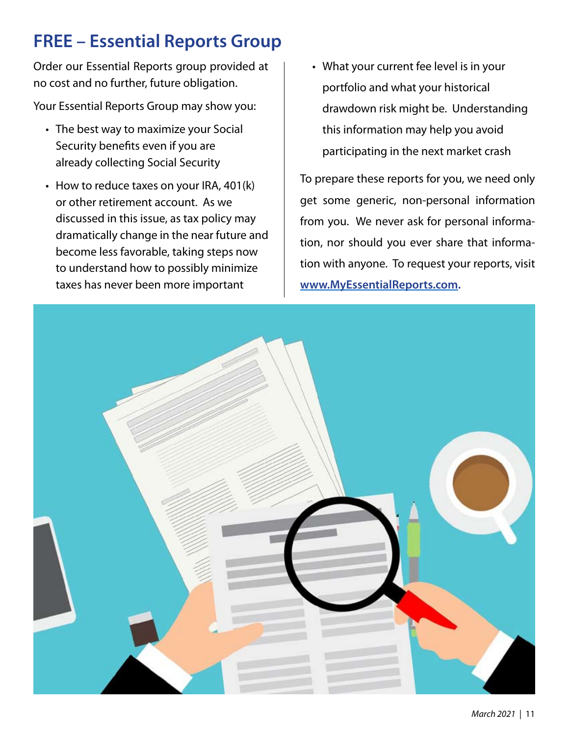## FREE – Essential Reports Group

Order our Essential Reports group provided at no cost and no further, future obligation.

Your Essential Reports Group may show you:

- The best way to maximize your Social Security benefits even if you are already collecting Social Security
- How to reduce taxes on your IRA, 401(k) or other retirement account. As we discussed in this issue, as tax policy may dramatically change in the near future and become less favorable, taking steps now to understand how to possibly minimize taxes has never been more important
- What your current fee level is in your portfolio and what your historical drawdown risk might be. Understanding this information may help you avoid participating in the next market crash

To prepare these reports for you, we need only get some generic, non-personal information from you. We never ask for personal information, nor should you ever share that information with anyone. To request your reports, visit **www.MyEssentialReports.com.**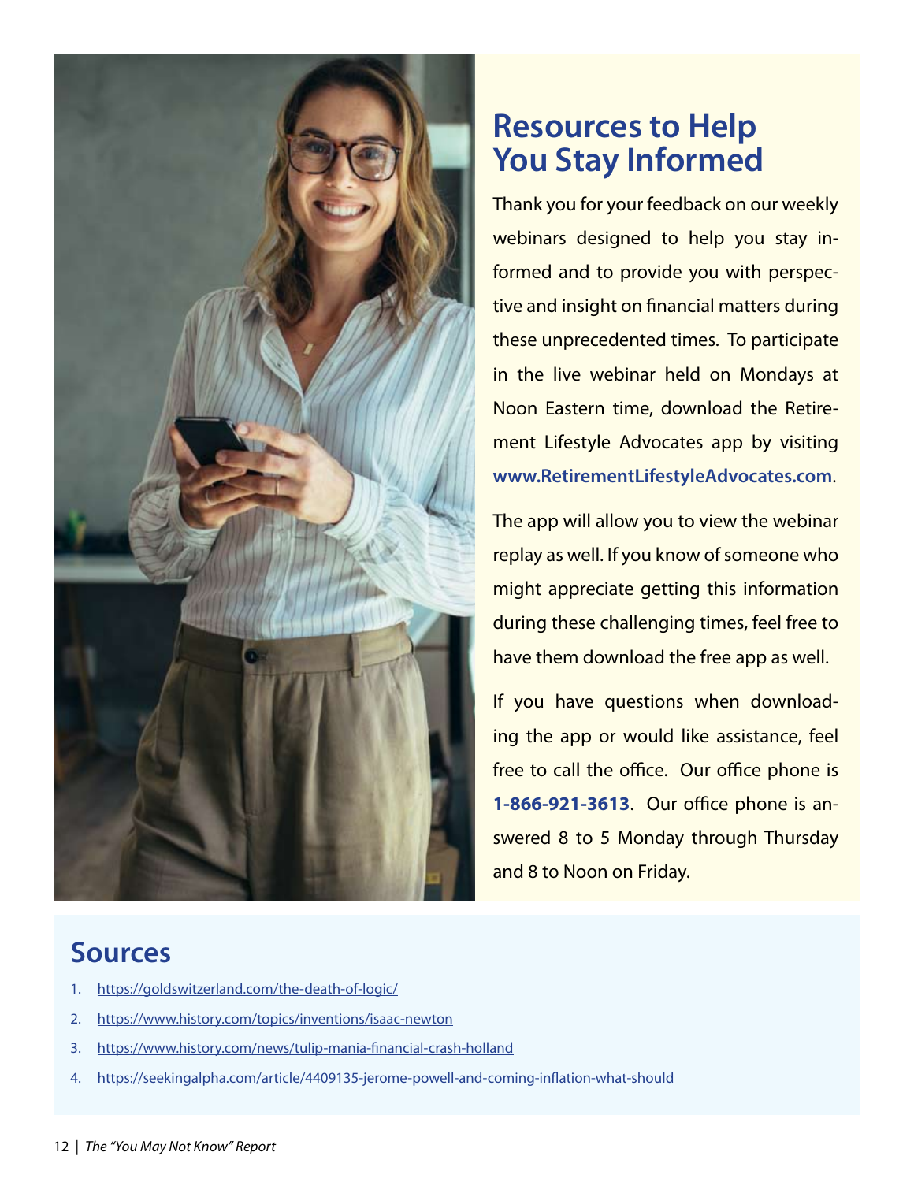## Resources to Help You Stay Informed

Thank you for your feedback on our weekly webinars designed to help you stay informed and to provide you with perspective and insight on financial matters during these unprecedented times. To participate in the live webinar held on Mondays at Noon Eastern time, download the Retirement Lifestyle Advocates app by visiting **www.RetirementLifestyleAdvocates.com**.

The app will allow you to view the webinar replay as well. If you know of someone who might appreciate getting this information during these challenging times, feel free to have them download the free app as well.

If you have questions when downloading the app or would like assistance, feel free to call the office. Our office phone is **1-866-921-3613**. Our office phone is answered 8 to 5 Monday through Thursday and 8 to Noon on Friday.

## Sources

1. https://goldswitzerland.com/the-death-of-logic/
2. https://www.history.com/topics/inventions/isaac-newton
3. https://www.history.com/news/tulip-mania-financial-crash-holland
4. https://seekingalpha.com/article/4409135-jerome-powell-and-coming-inflation-what-should